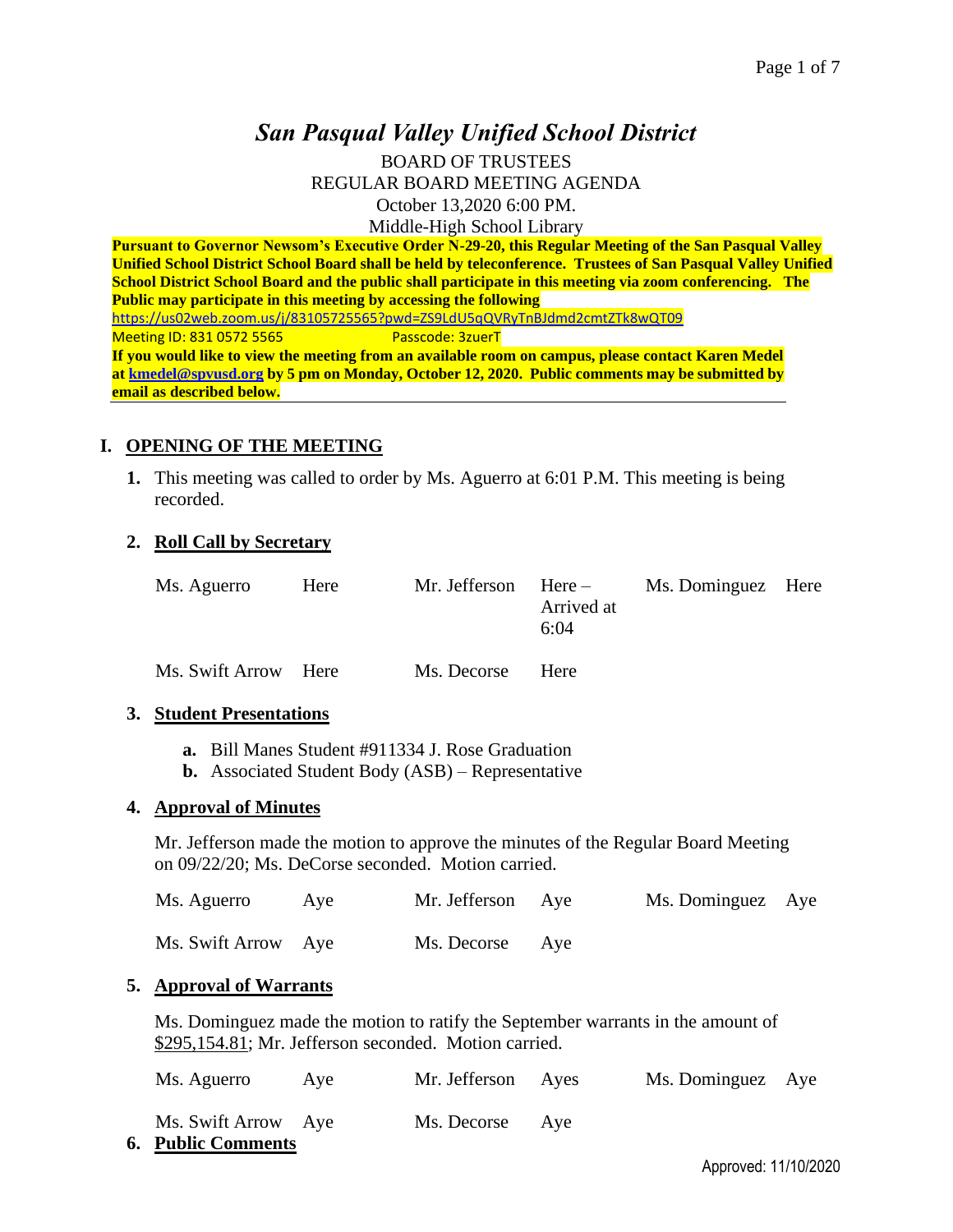# *San Pasqual Valley Unified School District*

BOARD OF TRUSTEES
REGULAR BOARD MEETING AGENDA
October 13,2020 6:00 PM.
Middle-High School Library

**Pursuant to Governor Newsom's Executive Order N-29-20, this Regular Meeting of the San Pasqual Valley Unified School District School Board shall be held by teleconference. Trustees of San Pasqual Valley Unified School District School Board and the public shall participate in this meeting via zoom conferencing. The Public may participate in this meeting by accessing the following**
https://us02web.zoom.us/j/83105725565?pwd=ZS9LdU5qQVRyTnBJdmd2cmtZTk8wQT09
Meeting ID: 831 0572 5565 Passcode: 3zuerT
**If you would like to view the meeting from an available room on campus, please contact Karen Medel at kmedel@spvusd.org by 5 pm on Monday, October 12, 2020. Public comments may be submitted by email as described below.**

## I. OPENING OF THE MEETING

**1.** This meeting was called to order by Ms. Aguerro at 6:01 P.M. This meeting is being recorded.

**2. Roll Call by Secretary**

| | | | | | |
|---|---|---|---|---|---|
| Ms. Aguerro | Here | Mr. Jefferson | Here – Arrived at 6:04 | Ms. Dominguez | Here |
| Ms. Swift Arrow | Here | Ms. Decorse | Here | | |

**3. Student Presentations**

**a.** Bill Manes Student #911334 J. Rose Graduation
**b.** Associated Student Body (ASB) – Representative

**4. Approval of Minutes**

Mr. Jefferson made the motion to approve the minutes of the Regular Board Meeting on 09/22/20; Ms. DeCorse seconded. Motion carried.

| | | | | | |
|---|---|---|---|---|---|
| Ms. Aguerro | Aye | Mr. Jefferson | Aye | Ms. Dominguez | Aye |
| Ms. Swift Arrow | Aye | Ms. Decorse | Aye | | |

**5. Approval of Warrants**

Ms. Dominguez made the motion to ratify the September warrants in the amount of $295,154.81; Mr. Jefferson seconded. Motion carried.

| | | | | | |
|---|---|---|---|---|---|
| Ms. Aguerro | Aye | Mr. Jefferson | Ayes | Ms. Dominguez | Aye |
| Ms. Swift Arrow | Aye | Ms. Decorse | Aye | | |

**6. Public Comments**

Approved: 11/10/2020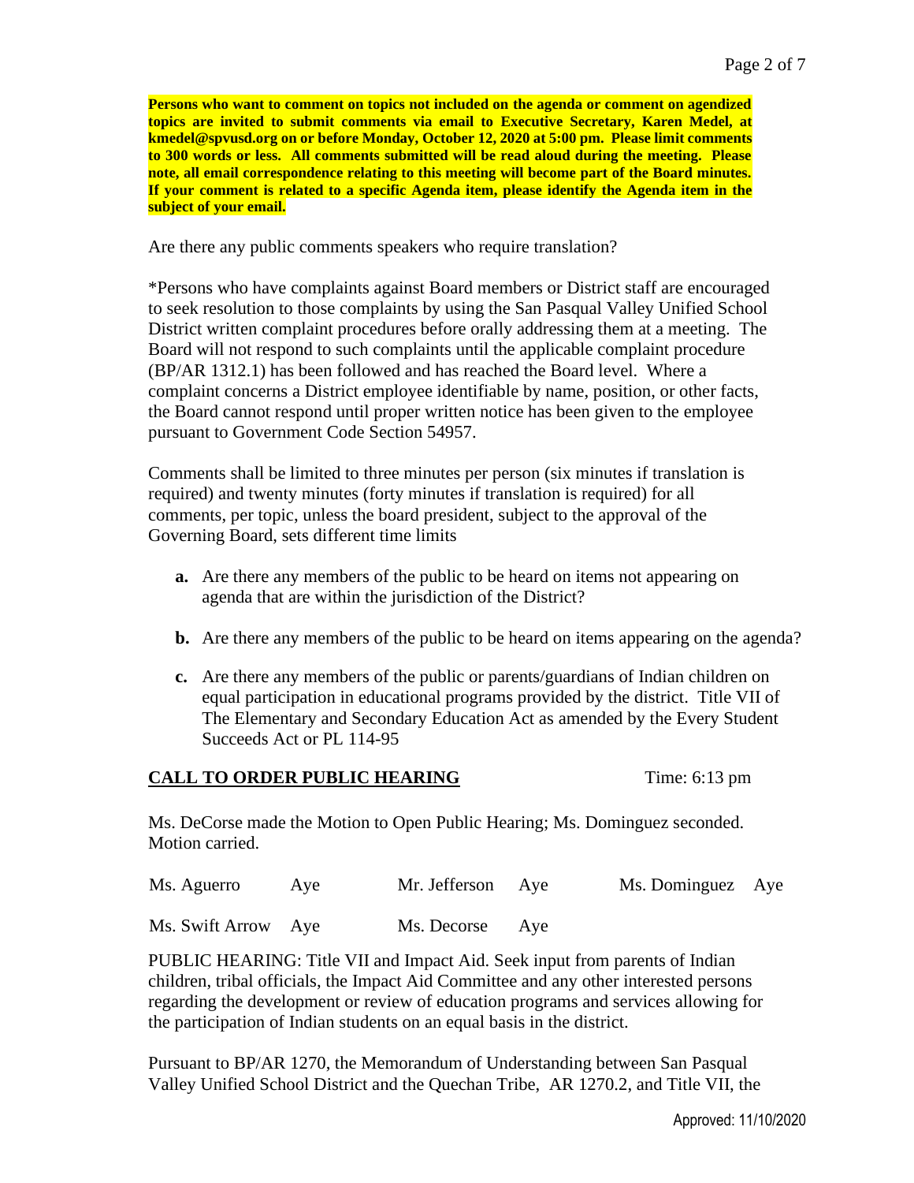**Persons who want to comment on topics not included on the agenda or comment on agendized topics are invited to submit comments via email to Executive Secretary, Karen Medel, at kmedel@spvusd.org on or before Monday, October 12, 2020 at 5:00 pm. Please limit comments to 300 words or less. All comments submitted will be read aloud during the meeting. Please note, all email correspondence relating to this meeting will become part of the Board minutes. If your comment is related to a specific Agenda item, please identify the Agenda item in the subject of your email.**

Are there any public comments speakers who require translation?

*Persons who have complaints against Board members or District staff are encouraged to seek resolution to those complaints by using the San Pasqual Valley Unified School District written complaint procedures before orally addressing them at a meeting. The Board will not respond to such complaints until the applicable complaint procedure (BP/AR 1312.1) has been followed and has reached the Board level. Where a complaint concerns a District employee identifiable by name, position, or other facts, the Board cannot respond until proper written notice has been given to the employee pursuant to Government Code Section 54957.

Comments shall be limited to three minutes per person (six minutes if translation is required) and twenty minutes (forty minutes if translation is required) for all comments, per topic, unless the board president, subject to the approval of the Governing Board, sets different time limits

- **a.** Are there any members of the public to be heard on items not appearing on agenda that are within the jurisdiction of the District?
- **b.** Are there any members of the public to be heard on items appearing on the agenda?
- **c.** Are there any members of the public or parents/guardians of Indian children on equal participation in educational programs provided by the district. Title VII of The Elementary and Secondary Education Act as amended by the Every Student Succeeds Act or PL 114-95

**CALL TO ORDER PUBLIC HEARING** Time: 6:13 pm

Ms. DeCorse made the Motion to Open Public Hearing; Ms. Dominguez seconded. Motion carried.

| | | | | | |
|---|---|---|---|---|---|
| Ms. Aguerro | Aye | Mr. Jefferson | Aye | Ms. Dominguez | Aye |
| Ms. Swift Arrow | Aye | Ms. Decorse | Aye | | |

PUBLIC HEARING: Title VII and Impact Aid. Seek input from parents of Indian children, tribal officials, the Impact Aid Committee and any other interested persons regarding the development or review of education programs and services allowing for the participation of Indian students on an equal basis in the district.

Pursuant to BP/AR 1270, the Memorandum of Understanding between San Pasqual Valley Unified School District and the Quechan Tribe, AR 1270.2, and Title VII, the

Approved: 11/10/2020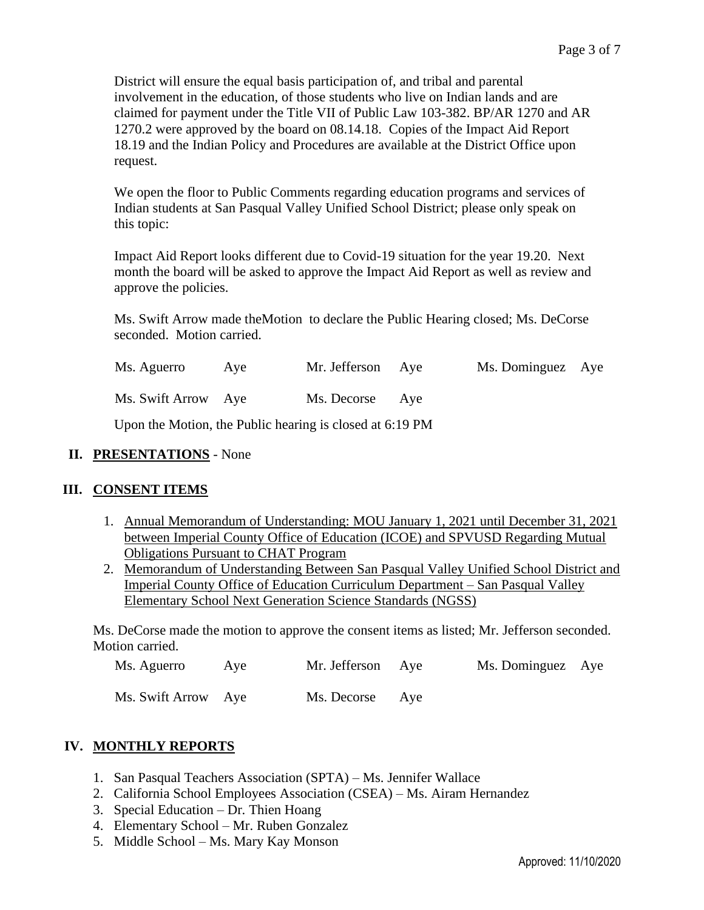District will ensure the equal basis participation of, and tribal and parental involvement in the education, of those students who live on Indian lands and are claimed for payment under the Title VII of Public Law 103-382. BP/AR 1270 and AR 1270.2 were approved by the board on 08.14.18. Copies of the Impact Aid Report 18.19 and the Indian Policy and Procedures are available at the District Office upon request.

We open the floor to Public Comments regarding education programs and services of Indian students at San Pasqual Valley Unified School District; please only speak on this topic:

Impact Aid Report looks different due to Covid-19 situation for the year 19.20. Next month the board will be asked to approve the Impact Aid Report as well as review and approve the policies.

Ms. Swift Arrow made theMotion to declare the Public Hearing closed; Ms. DeCorse seconded. Motion carried.

| | | | | | |
|---|---|---|---|---|---|
| Ms. Aguerro | Aye | Mr. Jefferson | Aye | Ms. Dominguez | Aye |
| Ms. Swift Arrow | Aye | Ms. Decorse | Aye | | |

Upon the Motion, the Public hearing is closed at 6:19 PM

## II. PRESENTATIONS - None

## III. CONSENT ITEMS

1. Annual Memorandum of Understanding: MOU January 1, 2021 until December 31, 2021 between Imperial County Office of Education (ICOE) and SPVUSD Regarding Mutual Obligations Pursuant to CHAT Program
2. Memorandum of Understanding Between San Pasqual Valley Unified School District and Imperial County Office of Education Curriculum Department – San Pasqual Valley Elementary School Next Generation Science Standards (NGSS)

Ms. DeCorse made the motion to approve the consent items as listed; Mr. Jefferson seconded. Motion carried.

| | | | | | |
|---|---|---|---|---|---|
| Ms. Aguerro | Aye | Mr. Jefferson | Aye | Ms. Dominguez | Aye |
| Ms. Swift Arrow | Aye | Ms. Decorse | Aye | | |

## IV. MONTHLY REPORTS

1. San Pasqual Teachers Association (SPTA) – Ms. Jennifer Wallace
2. California School Employees Association (CSEA) – Ms. Airam Hernandez
3. Special Education – Dr. Thien Hoang
4. Elementary School – Mr. Ruben Gonzalez
5. Middle School – Ms. Mary Kay Monson

Approved: 11/10/2020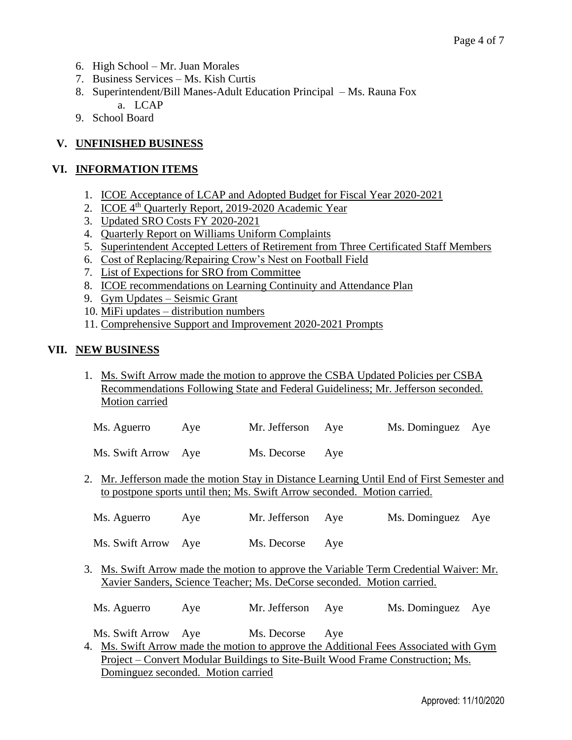6. High School – Mr. Juan Morales
7. Business Services – Ms. Kish Curtis
8. Superintendent/Bill Manes-Adult Education Principal – Ms. Rauna Fox
   a. LCAP
9. School Board

## V. UNFINISHED BUSINESS

## VI. INFORMATION ITEMS

1. ICOE Acceptance of LCAP and Adopted Budget for Fiscal Year 2020-2021
2. ICOE 4th Quarterly Report, 2019-2020 Academic Year
3. Updated SRO Costs FY 2020-2021
4. Quarterly Report on Williams Uniform Complaints
5. Superintendent Accepted Letters of Retirement from Three Certificated Staff Members
6. Cost of Replacing/Repairing Crow's Nest on Football Field
7. List of Expections for SRO from Committee
8. ICOE recommendations on Learning Continuity and Attendance Plan
9. Gym Updates – Seismic Grant
10. MiFi updates – distribution numbers
11. Comprehensive Support and Improvement 2020-2021 Prompts

## VII. NEW BUSINESS

1. Ms. Swift Arrow made the motion to approve the CSBA Updated Policies per CSBA Recommendations Following State and Federal Guideliness; Mr. Jefferson seconded. Motion carried

   | | | | | | |
   |---|---|---|---|---|---|
   | Ms. Aguerro | Aye | Mr. Jefferson | Aye | Ms. Dominguez | Aye |
   | Ms. Swift Arrow | Aye | Ms. Decorse | Aye | | |

2. Mr. Jefferson made the motion Stay in Distance Learning Until End of First Semester and to postpone sports until then; Ms. Swift Arrow seconded. Motion carried.

   | | | | | | |
   |---|---|---|---|---|---|
   | Ms. Aguerro | Aye | Mr. Jefferson | Aye | Ms. Dominguez | Aye |
   | Ms. Swift Arrow | Aye | Ms. Decorse | Aye | | |

3. Ms. Swift Arrow made the motion to approve the Variable Term Credential Waiver: Mr. Xavier Sanders, Science Teacher; Ms. DeCorse seconded. Motion carried.

   | | | | | | |
   |---|---|---|---|---|---|
   | Ms. Aguerro | Aye | Mr. Jefferson | Aye | Ms. Dominguez | Aye |
   | Ms. Swift Arrow | Aye | Ms. Decorse | Aye | | |

4. Ms. Swift Arrow made the motion to approve the Additional Fees Associated with Gym Project – Convert Modular Buildings to Site-Built Wood Frame Construction; Ms. Dominguez seconded. Motion carried

Approved: 11/10/2020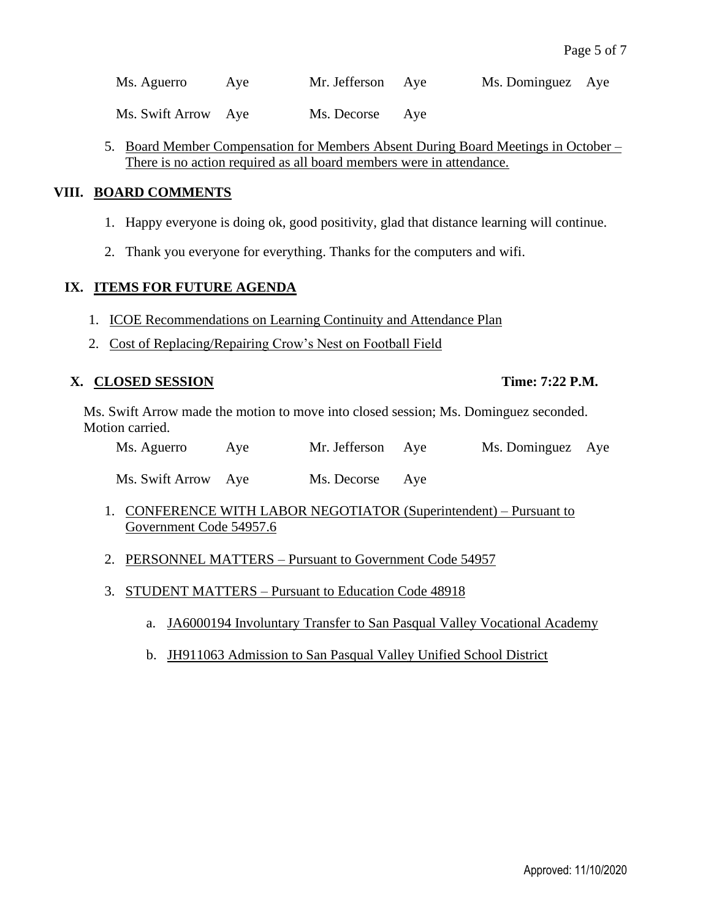| | | | | | |
|---|---|---|---|---|---|
| Ms. Aguerro | Aye | Mr. Jefferson | Aye | Ms. Dominguez | Aye |
| Ms. Swift Arrow | Aye | Ms. Decorse | Aye | | |

5. Board Member Compensation for Members Absent During Board Meetings in October – There is no action required as all board members were in attendance.

## VIII. BOARD COMMENTS

1. Happy everyone is doing ok, good positivity, glad that distance learning will continue.
2. Thank you everyone for everything. Thanks for the computers and wifi.

## IX. ITEMS FOR FUTURE AGENDA

1. ICOE Recommendations on Learning Continuity and Attendance Plan
2. Cost of Replacing/Repairing Crow's Nest on Football Field

## X. CLOSED SESSION **Time: 7:22 P.M.**

Ms. Swift Arrow made the motion to move into closed session; Ms. Dominguez seconded. Motion carried.

| | | | | | |
|---|---|---|---|---|---|
| Ms. Aguerro | Aye | Mr. Jefferson | Aye | Ms. Dominguez | Aye |
| Ms. Swift Arrow | Aye | Ms. Decorse | Aye | | |

1. CONFERENCE WITH LABOR NEGOTIATOR (Superintendent) – Pursuant to Government Code 54957.6
2. PERSONNEL MATTERS – Pursuant to Government Code 54957
3. STUDENT MATTERS – Pursuant to Education Code 48918
    a. JA6000194 Involuntary Transfer to San Pasqual Valley Vocational Academy
    b. JH911063 Admission to San Pasqual Valley Unified School District

Approved: 11/10/2020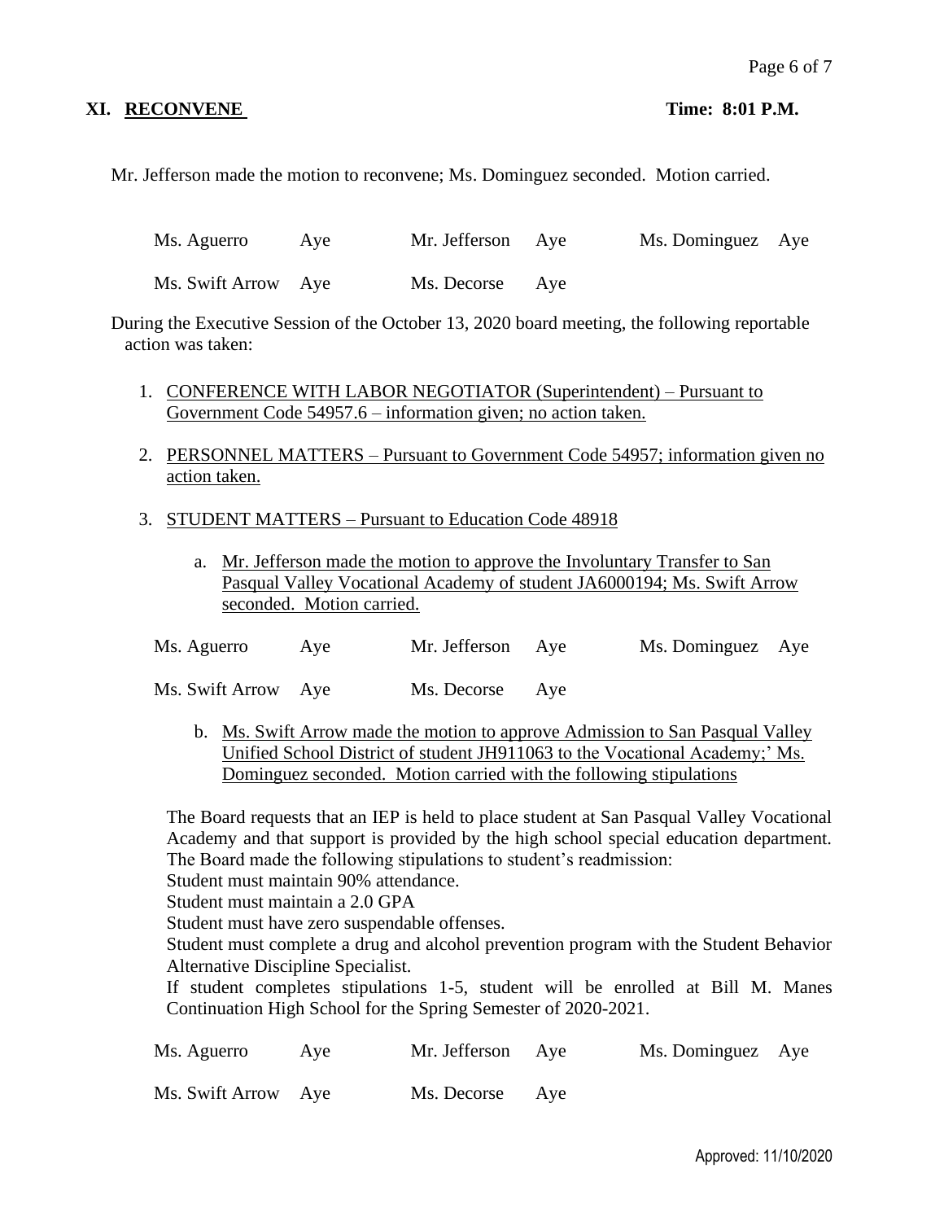## XI. RECONVENE                                                    Time: 8:01 P.M.

Mr. Jefferson made the motion to reconvene; Ms. Dominguez seconded. Motion carried.

| | | | | | |
|---|---|---|---|---|---|
| Ms. Aguerro | Aye | Mr. Jefferson | Aye | Ms. Dominguez | Aye |
| Ms. Swift Arrow | Aye | Ms. Decorse | Aye | | |

During the Executive Session of the October 13, 2020 board meeting, the following reportable action was taken:

1. CONFERENCE WITH LABOR NEGOTIATOR (Superintendent) – Pursuant to Government Code 54957.6 – information given; no action taken.

2. PERSONNEL MATTERS – Pursuant to Government Code 54957; information given no action taken.

3. STUDENT MATTERS – Pursuant to Education Code 48918

   a. Mr. Jefferson made the motion to approve the Involuntary Transfer to San Pasqual Valley Vocational Academy of student JA6000194; Ms. Swift Arrow seconded. Motion carried.

| | | | | | |
|---|---|---|---|---|---|
| Ms. Aguerro | Aye | Mr. Jefferson | Aye | Ms. Dominguez | Aye |
| Ms. Swift Arrow | Aye | Ms. Decorse | Aye | | |

   b. Ms. Swift Arrow made the motion to approve Admission to San Pasqual Valley Unified School District of student JH911063 to the Vocational Academy;' Ms. Dominguez seconded. Motion carried with the following stipulations

The Board requests that an IEP is held to place student at San Pasqual Valley Vocational Academy and that support is provided by the high school special education department. The Board made the following stipulations to student's readmission:
Student must maintain 90% attendance.
Student must maintain a 2.0 GPA
Student must have zero suspendable offenses.
Student must complete a drug and alcohol prevention program with the Student Behavior Alternative Discipline Specialist.
If student completes stipulations 1-5, student will be enrolled at Bill M. Manes Continuation High School for the Spring Semester of 2020-2021.

| | | | | | |
|---|---|---|---|---|---|
| Ms. Aguerro | Aye | Mr. Jefferson | Aye | Ms. Dominguez | Aye |
| Ms. Swift Arrow | Aye | Ms. Decorse | Aye | | |

Approved: 11/10/2020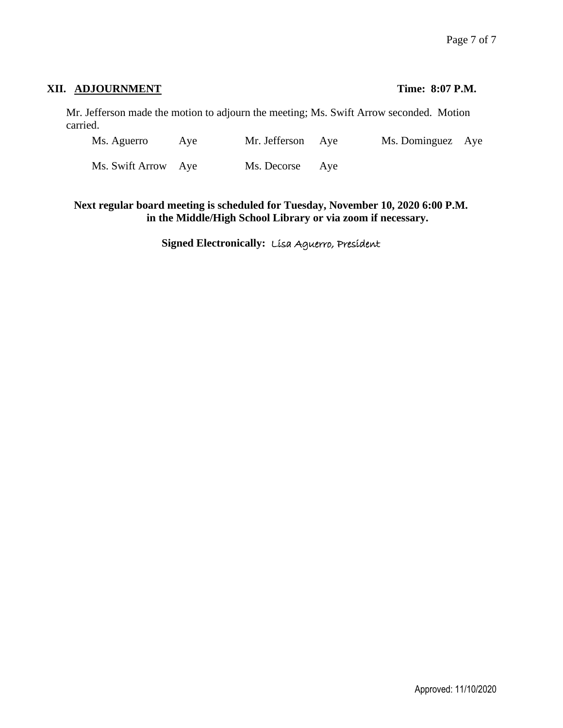## XII. ADJOURNMENT **Time: 8:07 P.M.**

Mr. Jefferson made the motion to adjourn the meeting; Ms. Swift Arrow seconded. Motion carried.

| | | | | | |
|---|---|---|---|---|---|
| Ms. Aguerro | Aye | Mr. Jefferson | Aye | Ms. Dominguez | Aye |
| Ms. Swift Arrow | Aye | Ms. Decorse | Aye | | |

**Next regular board meeting is scheduled for Tuesday, November 10, 2020 6:00 P.M. in the Middle/High School Library or via zoom if necessary.**

**Signed Electronically:** Lisa Aguerro, President

Approved: 11/10/2020